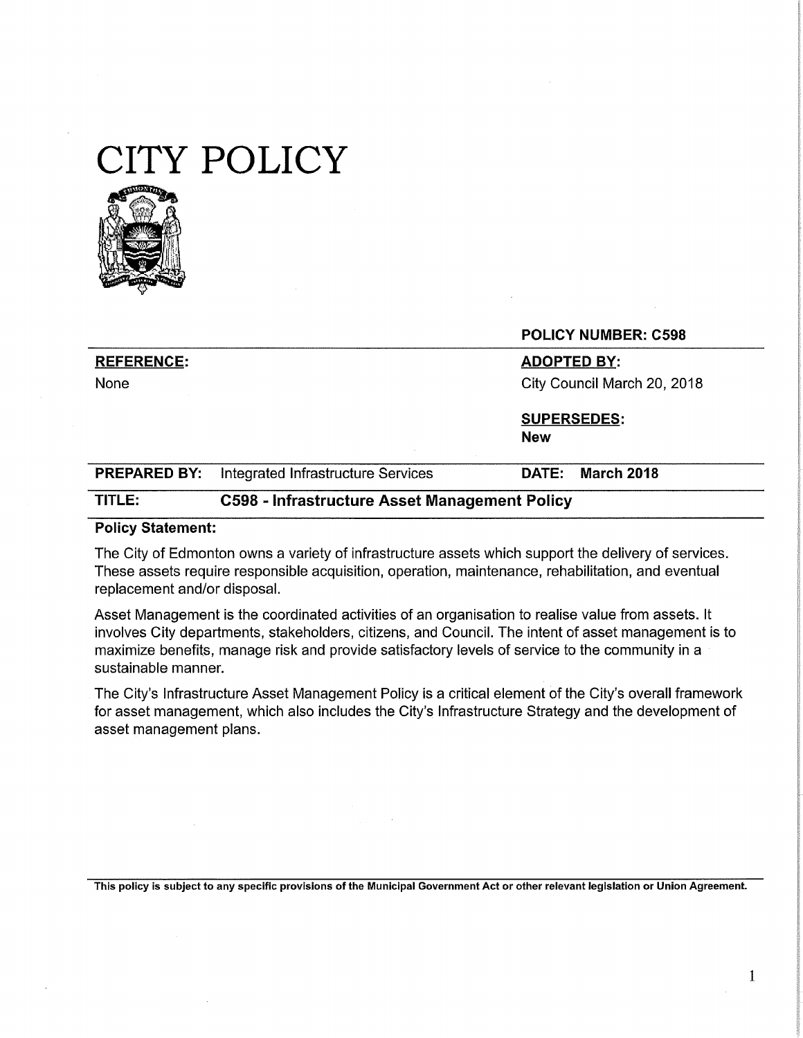# CITY POLICY

**POLICY NUMBER: C598**

| | |
|---|---|
| **REFERENCE:** | **ADOPTED BY:** |
| None | City Council March 20, 2018 |
| | **SUPERSEDES:** |
| | **New** |

| | | | |
|---|---|---|---|
| **PREPARED BY:** | Integrated Infrastructure Services | **DATE:** | **March 2018** |

| | |
|---|---|
| **TITLE:** | **C598 - Infrastructure Asset Management Policy** |

**Policy Statement:**

The City of Edmonton owns a variety of infrastructure assets which support the delivery of services. These assets require responsible acquisition, operation, maintenance, rehabilitation, and eventual replacement and/or disposal.

Asset Management is the coordinated activities of an organisation to realise value from assets. It involves City departments, stakeholders, citizens, and Council. The intent of asset management is to maximize benefits, manage risk and provide satisfactory levels of service to the community in a sustainable manner.

The City's Infrastructure Asset Management Policy is a critical element of the City's overall framework for asset management, which also includes the City's Infrastructure Strategy and the development of asset management plans.

**This policy is subject to any specific provisions of the Municipal Government Act or other relevant legislation or Union Agreement.**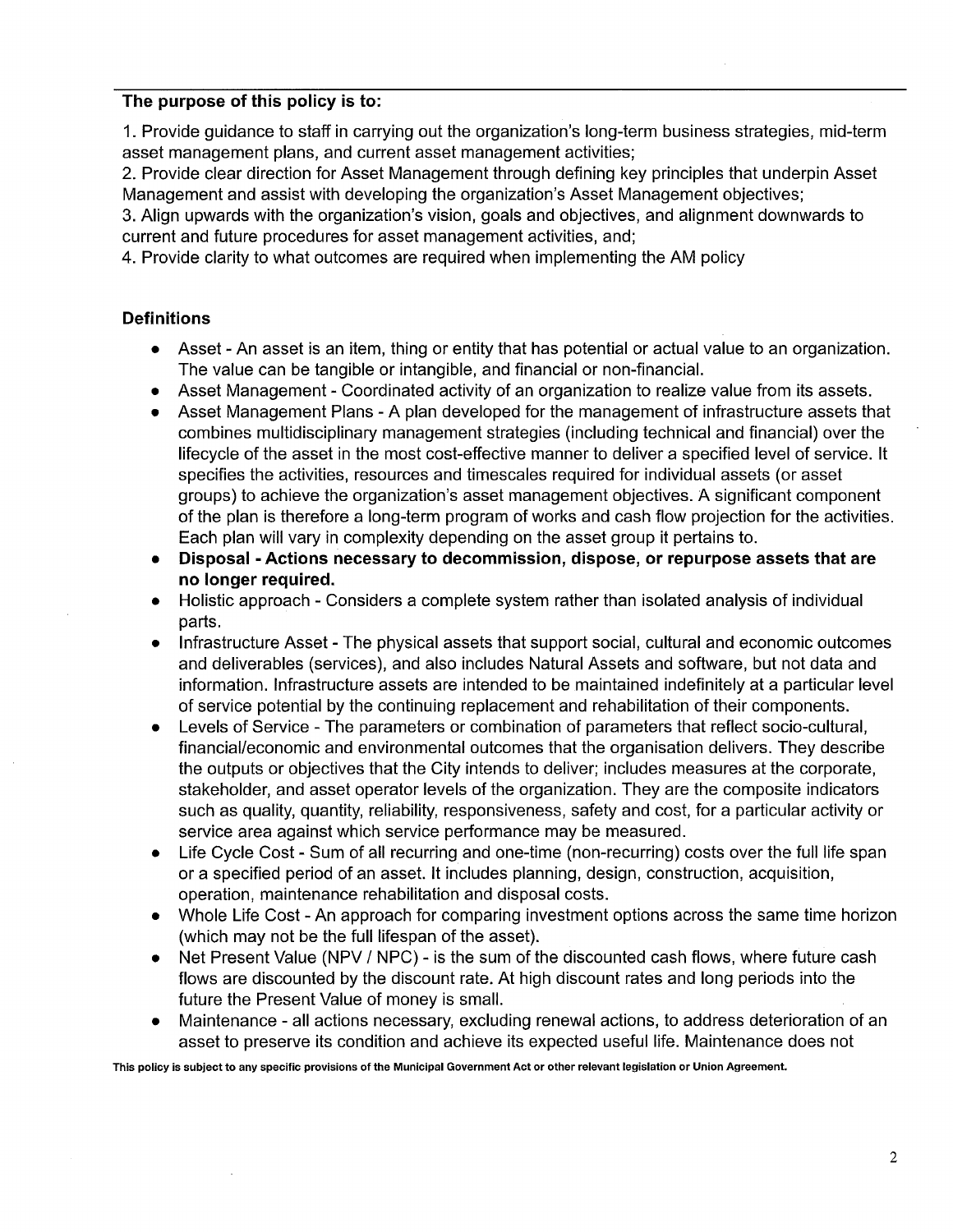**The purpose of this policy is to:**

1. Provide guidance to staff in carrying out the organization's long-term business strategies, mid-term asset management plans, and current asset management activities;
2. Provide clear direction for Asset Management through defining key principles that underpin Asset Management and assist with developing the organization's Asset Management objectives;
3. Align upwards with the organization's vision, goals and objectives, and alignment downwards to current and future procedures for asset management activities, and;
4. Provide clarity to what outcomes are required when implementing the AM policy

**Definitions**

- Asset - An asset is an item, thing or entity that has potential or actual value to an organization. The value can be tangible or intangible, and financial or non-financial.
- Asset Management - Coordinated activity of an organization to realize value from its assets.
- Asset Management Plans - A plan developed for the management of infrastructure assets that combines multidisciplinary management strategies (including technical and financial) over the lifecycle of the asset in the most cost-effective manner to deliver a specified level of service. It specifies the activities, resources and timescales required for individual assets (or asset groups) to achieve the organization's asset management objectives. A significant component of the plan is therefore a long-term program of works and cash flow projection for the activities. Each plan will vary in complexity depending on the asset group it pertains to.
- **Disposal - Actions necessary to decommission, dispose, or repurpose assets that are no longer required.**
- Holistic approach - Considers a complete system rather than isolated analysis of individual parts.
- Infrastructure Asset - The physical assets that support social, cultural and economic outcomes and deliverables (services), and also includes Natural Assets and software, but not data and information. Infrastructure assets are intended to be maintained indefinitely at a particular level of service potential by the continuing replacement and rehabilitation of their components.
- Levels of Service - The parameters or combination of parameters that reflect socio-cultural, financial/economic and environmental outcomes that the organisation delivers. They describe the outputs or objectives that the City intends to deliver; includes measures at the corporate, stakeholder, and asset operator levels of the organization. They are the composite indicators such as quality, quantity, reliability, responsiveness, safety and cost, for a particular activity or service area against which service performance may be measured.
- Life Cycle Cost - Sum of all recurring and one-time (non-recurring) costs over the full life span or a specified period of an asset. It includes planning, design, construction, acquisition, operation, maintenance rehabilitation and disposal costs.
- Whole Life Cost - An approach for comparing investment options across the same time horizon (which may not be the full lifespan of the asset).
- Net Present Value (NPV / NPC) - is the sum of the discounted cash flows, where future cash flows are discounted by the discount rate. At high discount rates and long periods into the future the Present Value of money is small.
- Maintenance - all actions necessary, excluding renewal actions, to address deterioration of an asset to preserve its condition and achieve its expected useful life. Maintenance does not

**This policy is subject to any specific provisions of the Municipal Government Act or other relevant legislation or Union Agreement.**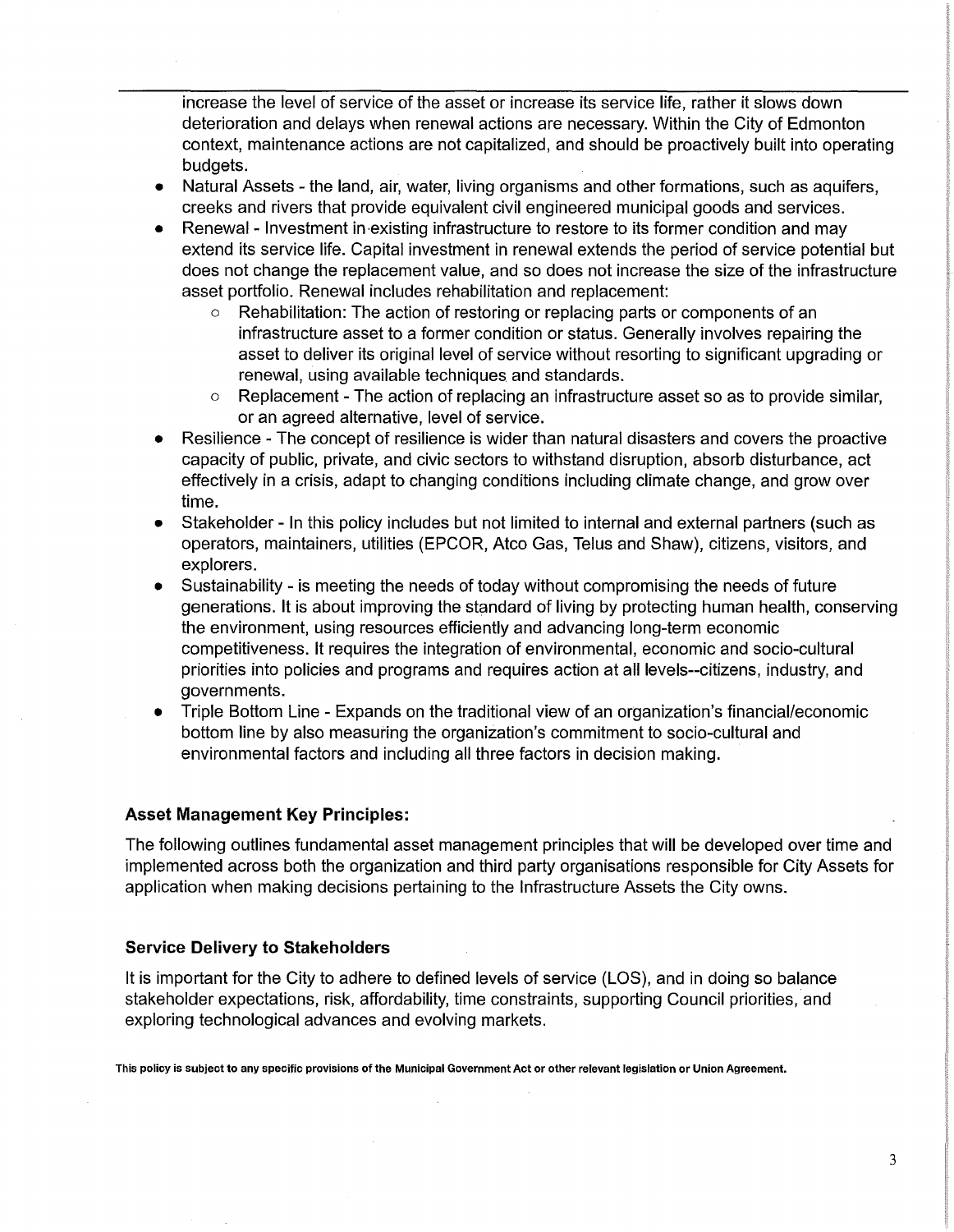increase the level of service of the asset or increase its service life, rather it slows down deterioration and delays when renewal actions are necessary. Within the City of Edmonton context, maintenance actions are not capitalized, and should be proactively built into operating budgets.

- Natural Assets - the land, air, water, living organisms and other formations, such as aquifers, creeks and rivers that provide equivalent civil engineered municipal goods and services.
- Renewal - Investment in existing infrastructure to restore to its former condition and may extend its service life. Capital investment in renewal extends the period of service potential but does not change the replacement value, and so does not increase the size of the infrastructure asset portfolio. Renewal includes rehabilitation and replacement:
  - Rehabilitation: The action of restoring or replacing parts or components of an infrastructure asset to a former condition or status. Generally involves repairing the asset to deliver its original level of service without resorting to significant upgrading or renewal, using available techniques and standards.
  - Replacement - The action of replacing an infrastructure asset so as to provide similar, or an agreed alternative, level of service.
- Resilience - The concept of resilience is wider than natural disasters and covers the proactive capacity of public, private, and civic sectors to withstand disruption, absorb disturbance, act effectively in a crisis, adapt to changing conditions including climate change, and grow over time.
- Stakeholder - In this policy includes but not limited to internal and external partners (such as operators, maintainers, utilities (EPCOR, Atco Gas, Telus and Shaw), citizens, visitors, and explorers.
- Sustainability - is meeting the needs of today without compromising the needs of future generations. It is about improving the standard of living by protecting human health, conserving the environment, using resources efficiently and advancing long-term economic competitiveness. It requires the integration of environmental, economic and socio-cultural priorities into policies and programs and requires action at all levels--citizens, industry, and governments.
- Triple Bottom Line - Expands on the traditional view of an organization's financial/economic bottom line by also measuring the organization's commitment to socio-cultural and environmental factors and including all three factors in decision making.

### Asset Management Key Principles:

The following outlines fundamental asset management principles that will be developed over time and implemented across both the organization and third party organisations responsible for City Assets for application when making decisions pertaining to the Infrastructure Assets the City owns.

### Service Delivery to Stakeholders

It is important for the City to adhere to defined levels of service (LOS), and in doing so balance stakeholder expectations, risk, affordability, time constraints, supporting Council priorities, and exploring technological advances and evolving markets.

**This policy is subject to any specific provisions of the Municipal Government Act or other relevant legislation or Union Agreement.**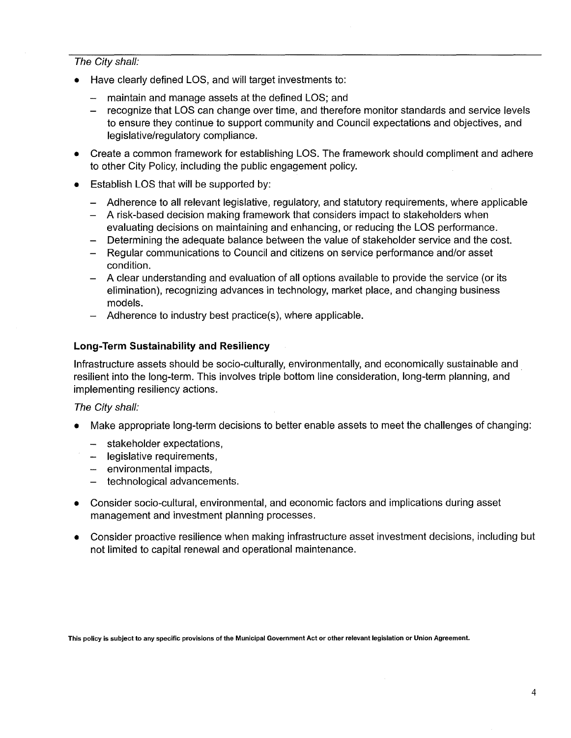*The City shall:*

- Have clearly defined LOS, and will target investments to:
  - maintain and manage assets at the defined LOS; and
  - recognize that LOS can change over time, and therefore monitor standards and service levels to ensure they continue to support community and Council expectations and objectives, and legislative/regulatory compliance.
- Create a common framework for establishing LOS. The framework should compliment and adhere to other City Policy, including the public engagement policy.
- Establish LOS that will be supported by:
  - Adherence to all relevant legislative, regulatory, and statutory requirements, where applicable
  - A risk-based decision making framework that considers impact to stakeholders when evaluating decisions on maintaining and enhancing, or reducing the LOS performance.
  - Determining the adequate balance between the value of stakeholder service and the cost.
  - Regular communications to Council and citizens on service performance and/or asset condition.
  - A clear understanding and evaluation of all options available to provide the service (or its elimination), recognizing advances in technology, market place, and changing business models.
  - Adherence to industry best practice(s), where applicable.

**Long-Term Sustainability and Resiliency**

Infrastructure assets should be socio-culturally, environmentally, and economically sustainable and resilient into the long-term. This involves triple bottom line consideration, long-term planning, and implementing resiliency actions.

*The City shall:*

- Make appropriate long-term decisions to better enable assets to meet the challenges of changing:
  - stakeholder expectations,
  - legislative requirements,
  - environmental impacts,
  - technological advancements.
- Consider socio-cultural, environmental, and economic factors and implications during asset management and investment planning processes.
- Consider proactive resilience when making infrastructure asset investment decisions, including but not limited to capital renewal and operational maintenance.

**This policy is subject to any specific provisions of the Municipal Government Act or other relevant legislation or Union Agreement.**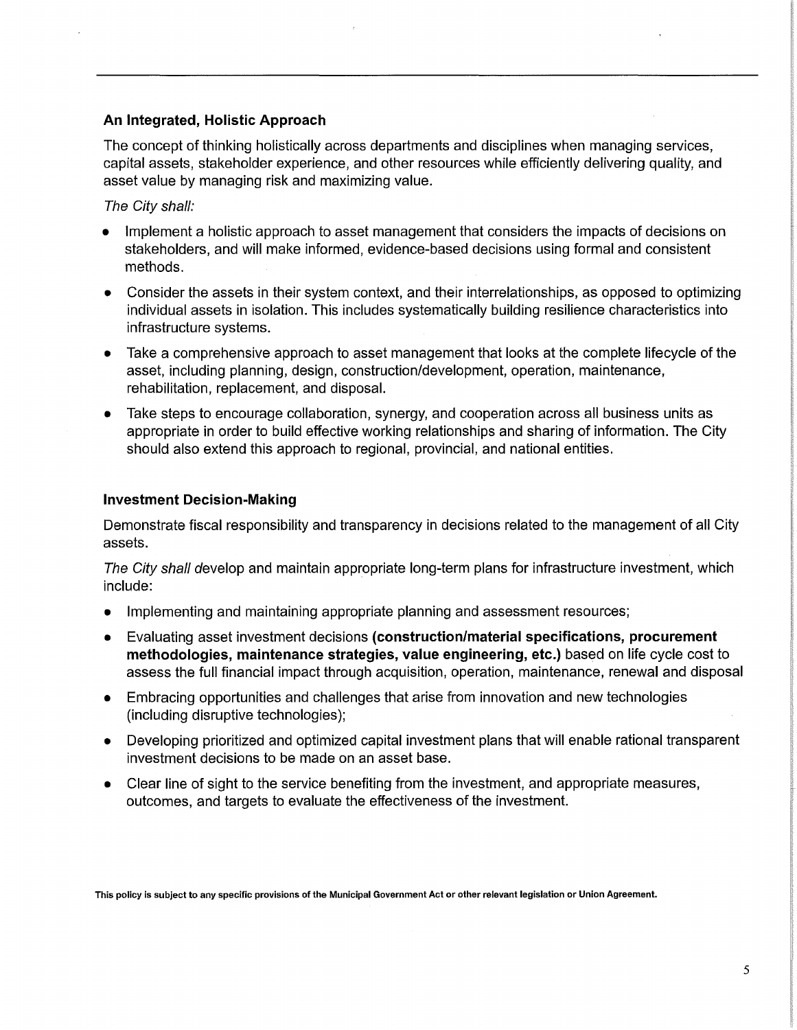### An Integrated, Holistic Approach

The concept of thinking holistically across departments and disciplines when managing services, capital assets, stakeholder experience, and other resources while efficiently delivering quality, and asset value by managing risk and maximizing value.

*The City shall:*

- Implement a holistic approach to asset management that considers the impacts of decisions on stakeholders, and will make informed, evidence-based decisions using formal and consistent methods.
- Consider the assets in their system context, and their interrelationships, as opposed to optimizing individual assets in isolation. This includes systematically building resilience characteristics into infrastructure systems.
- Take a comprehensive approach to asset management that looks at the complete lifecycle of the asset, including planning, design, construction/development, operation, maintenance, rehabilitation, replacement, and disposal.
- Take steps to encourage collaboration, synergy, and cooperation across all business units as appropriate in order to build effective working relationships and sharing of information. The City should also extend this approach to regional, provincial, and national entities.

### Investment Decision-Making

Demonstrate fiscal responsibility and transparency in decisions related to the management of all City assets.

*The City shall* develop and maintain appropriate long-term plans for infrastructure investment, which include:

- Implementing and maintaining appropriate planning and assessment resources;
- Evaluating asset investment decisions **(construction/material specifications, procurement methodologies, maintenance strategies, value engineering, etc.)** based on life cycle cost to assess the full financial impact through acquisition, operation, maintenance, renewal and disposal
- Embracing opportunities and challenges that arise from innovation and new technologies (including disruptive technologies);
- Developing prioritized and optimized capital investment plans that will enable rational transparent investment decisions to be made on an asset base.
- Clear line of sight to the service benefiting from the investment, and appropriate measures, outcomes, and targets to evaluate the effectiveness of the investment.

**This policy is subject to any specific provisions of the Municipal Government Act or other relevant legislation or Union Agreement.**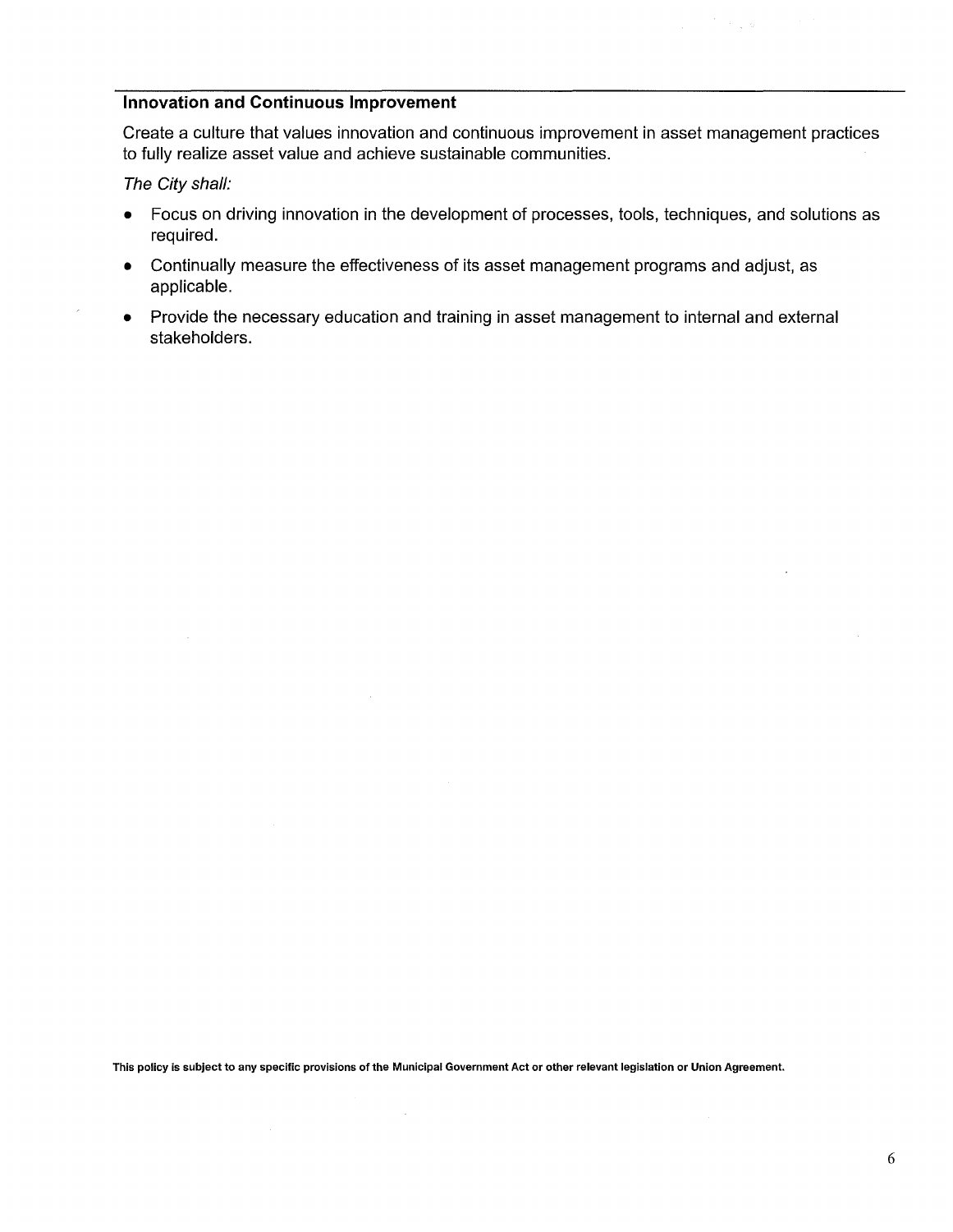### Innovation and Continuous Improvement

Create a culture that values innovation and continuous improvement in asset management practices to fully realize asset value and achieve sustainable communities.

*The City shall:*

- Focus on driving innovation in the development of processes, tools, techniques, and solutions as required.
- Continually measure the effectiveness of its asset management programs and adjust, as applicable.
- Provide the necessary education and training in asset management to internal and external stakeholders.

**This policy is subject to any specific provisions of the Municipal Government Act or other relevant legislation or Union Agreement.**